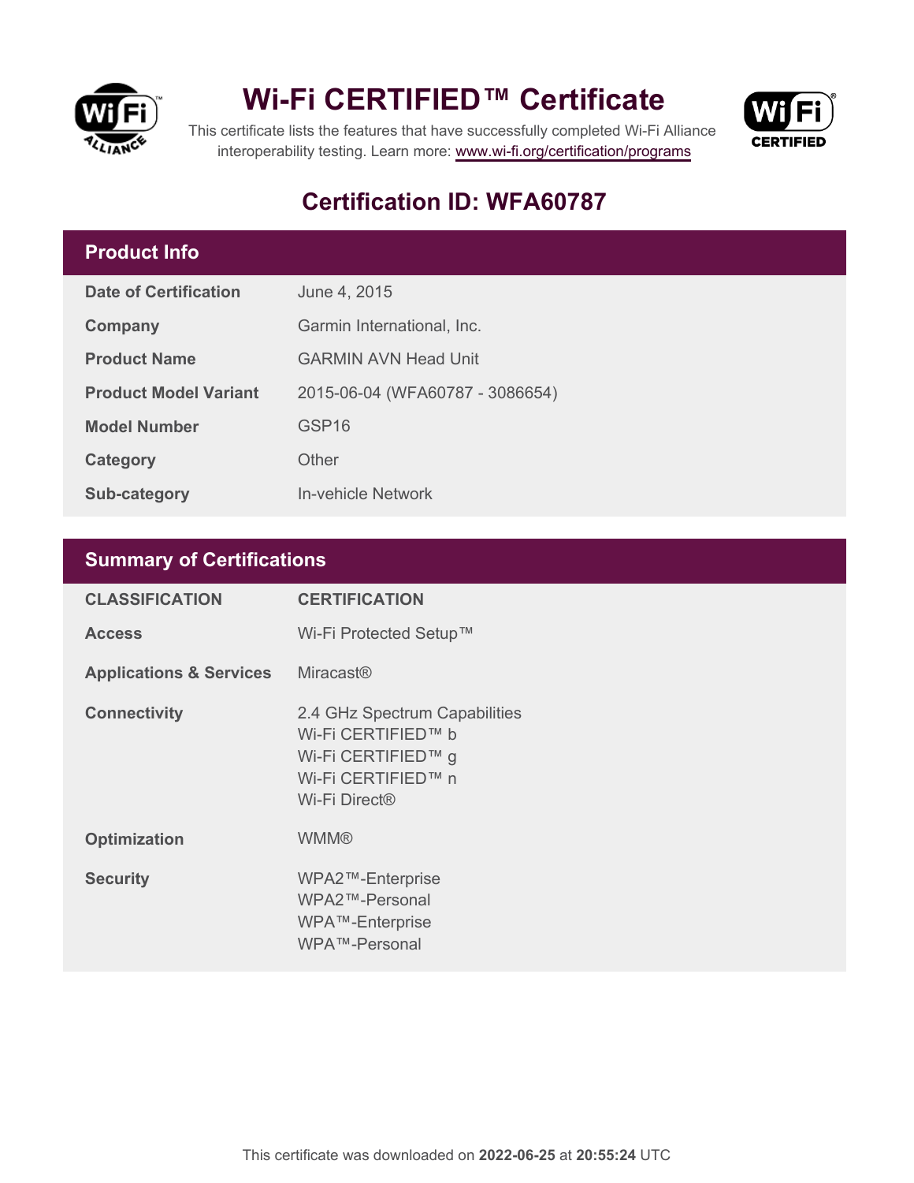# Wi-Fi CERTIFIED™ Certificate

This certificate lists the features that have successfully completed Wi-Fi Alliance interoperability testing. Learn more: www.wi-fi.org/certification/programs

## Certification ID: WFA60787

## Product Info

| | |
|---|---|
| **Date of Certification** | June 4, 2015 |
| **Company** | Garmin International, Inc. |
| **Product Name** | GARMIN AVN Head Unit |
| **Product Model Variant** | 2015-06-04 (WFA60787 - 3086654) |
| **Model Number** | GSP16 |
| **Category** | Other |
| **Sub-category** | In-vehicle Network |

## Summary of Certifications

| CLASSIFICATION | CERTIFICATION |
|---|---|
| **Access** | Wi-Fi Protected Setup™ |
| **Applications & Services** | Miracast® |
| **Connectivity** | 2.4 GHz Spectrum Capabilities<br>Wi-Fi CERTIFIED™ b<br>Wi-Fi CERTIFIED™ g<br>Wi-Fi CERTIFIED™ n<br>Wi-Fi Direct® |
| **Optimization** | WMM® |
| **Security** | WPA2™-Enterprise<br>WPA2™-Personal<br>WPA™-Enterprise<br>WPA™-Personal |

This certificate was downloaded on **2022-06-25** at **20:55:24** UTC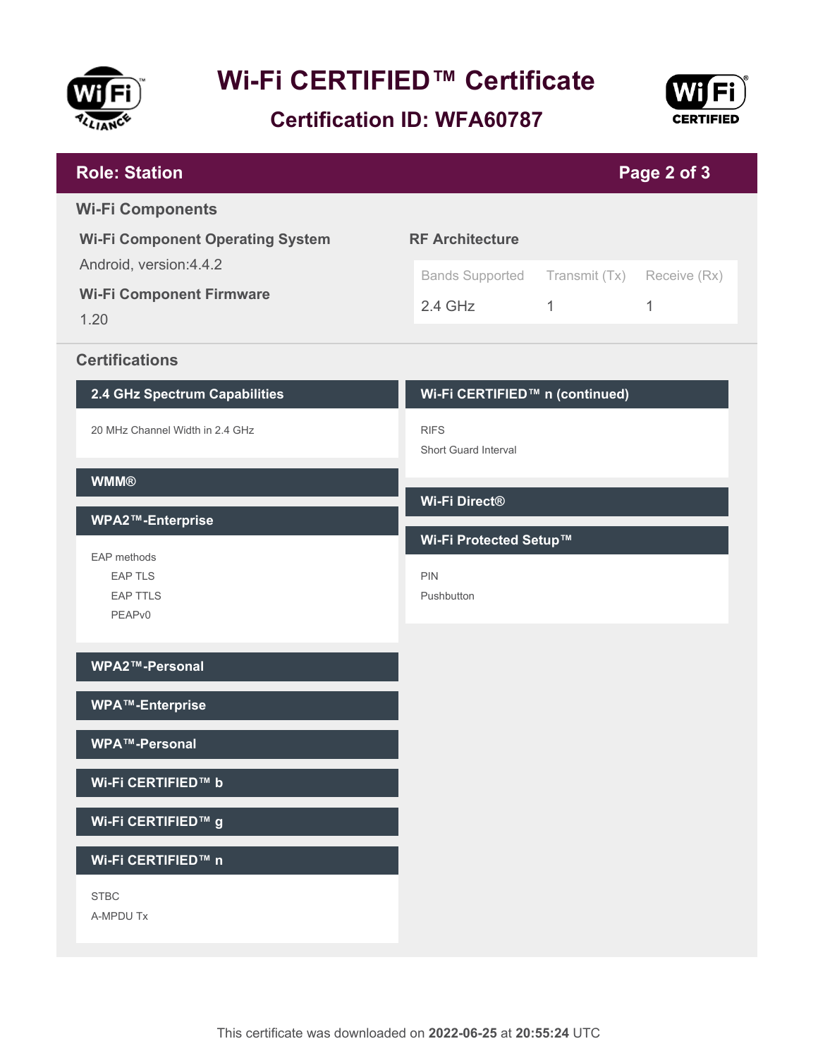# Wi-Fi CERTIFIED™ Certificate

## Certification ID: WFA60787

## Role: Station

### Wi-Fi Components

**Wi-Fi Component Operating System**

Android, version:4.4.2

**Wi-Fi Component Firmware**

1.20

**RF Architecture**

| Bands Supported | Transmit (Tx) | Receive (Rx) |
| --- | --- | --- |
| 2.4 GHz | 1 | 1 |

### Certifications

**2.4 GHz Spectrum Capabilities**

20 MHz Channel Width in 2.4 GHz

**WMM®**

**WPA2™-Enterprise**

EAP methods
- EAP TLS
- EAP TTLS
- PEAPv0

**WPA2™-Personal**

**WPA™-Enterprise**

**WPA™-Personal**

**Wi-Fi CERTIFIED™ b**

**Wi-Fi CERTIFIED™ g**

**Wi-Fi CERTIFIED™ n**

STBC

A-MPDU Tx

**Wi-Fi CERTIFIED™ n (continued)**

RIFS

Short Guard Interval

**Wi-Fi Direct®**

**Wi-Fi Protected Setup™**

PIN

Pushbutton

This certificate was downloaded on **2022-06-25** at **20:55:24** UTC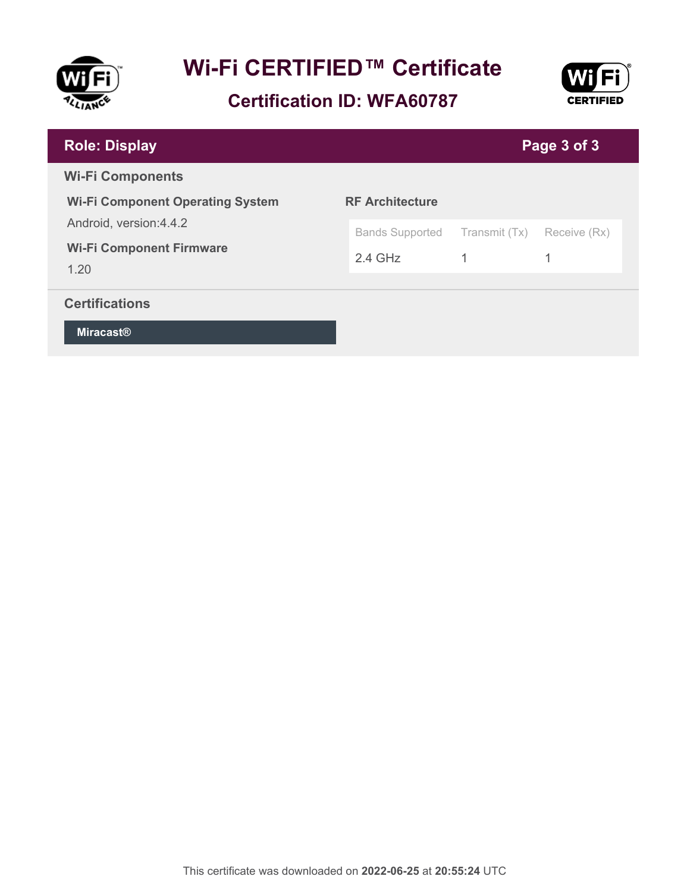# Wi-Fi CERTIFIED™ Certificate

## Certification ID: WFA60787

## Role: Display

### Wi-Fi Components

**Wi-Fi Component Operating System**

Android, version:4.4.2

**Wi-Fi Component Firmware**

1.20

**RF Architecture**

| Bands Supported | Transmit (Tx) | Receive (Rx) |
| --- | --- | --- |
| 2.4 GHz | 1 | 1 |

### Certifications

**Miracast®**

This certificate was downloaded on **2022-06-25** at **20:55:24** UTC